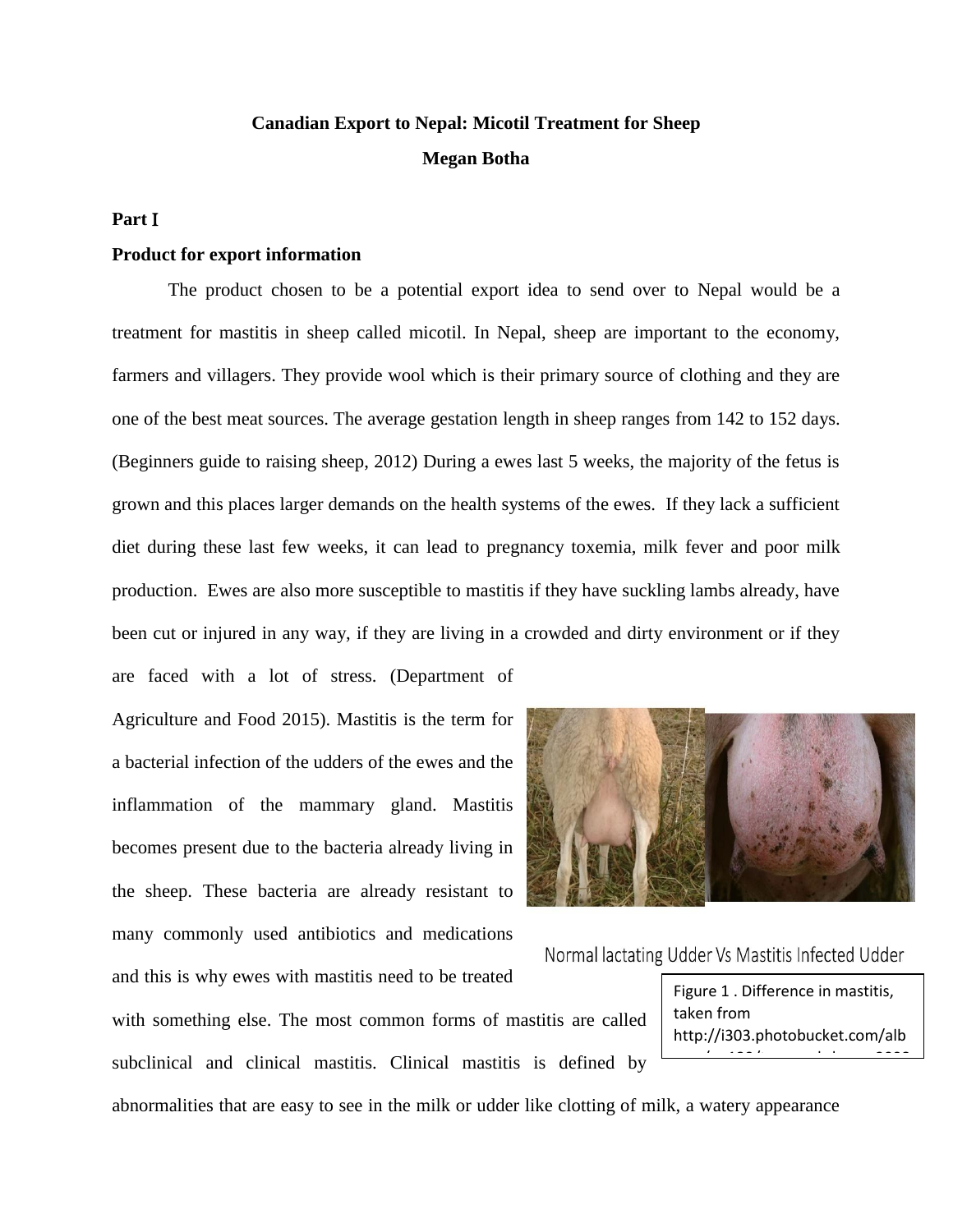**Canadian Export to Nepal: Micotil Treatment for Sheep**

**Megan Botha**

## Part I

### Product for export information

The product chosen to be a potential export idea to send over to Nepal would be a treatment for mastitis in sheep called micotil. In Nepal, sheep are important to the economy, farmers and villagers. They provide wool which is their primary source of clothing and they are one of the best meat sources. The average gestation length in sheep ranges from 142 to 152 days. (Beginners guide to raising sheep, 2012) During a ewes last 5 weeks, the majority of the fetus is grown and this places larger demands on the health systems of the ewes. If they lack a sufficient diet during these last few weeks, it can lead to pregnancy toxemia, milk fever and poor milk production. Ewes are also more susceptible to mastitis if they have suckling lambs already, have been cut or injured in any way, if they are living in a crowded and dirty environment or if they are faced with a lot of stress. (Department of Agriculture and Food 2015). Mastitis is the term for a bacterial infection of the udders of the ewes and the inflammation of the mammary gland. Mastitis becomes present due to the bacteria already living in the sheep. These bacteria are already resistant to many commonly used antibiotics and medications and this is why ewes with mastitis need to be treated with something else. The most common forms of mastitis are called subclinical and clinical mastitis. Clinical mastitis is defined by abnormalities that are easy to see in the milk or udder like clotting of milk, a watery appearance

Normal lactating Udder Vs Mastitis Infected Udder

Figure 1 . Difference in mastitis, taken from http://i303.photobucket.com/alb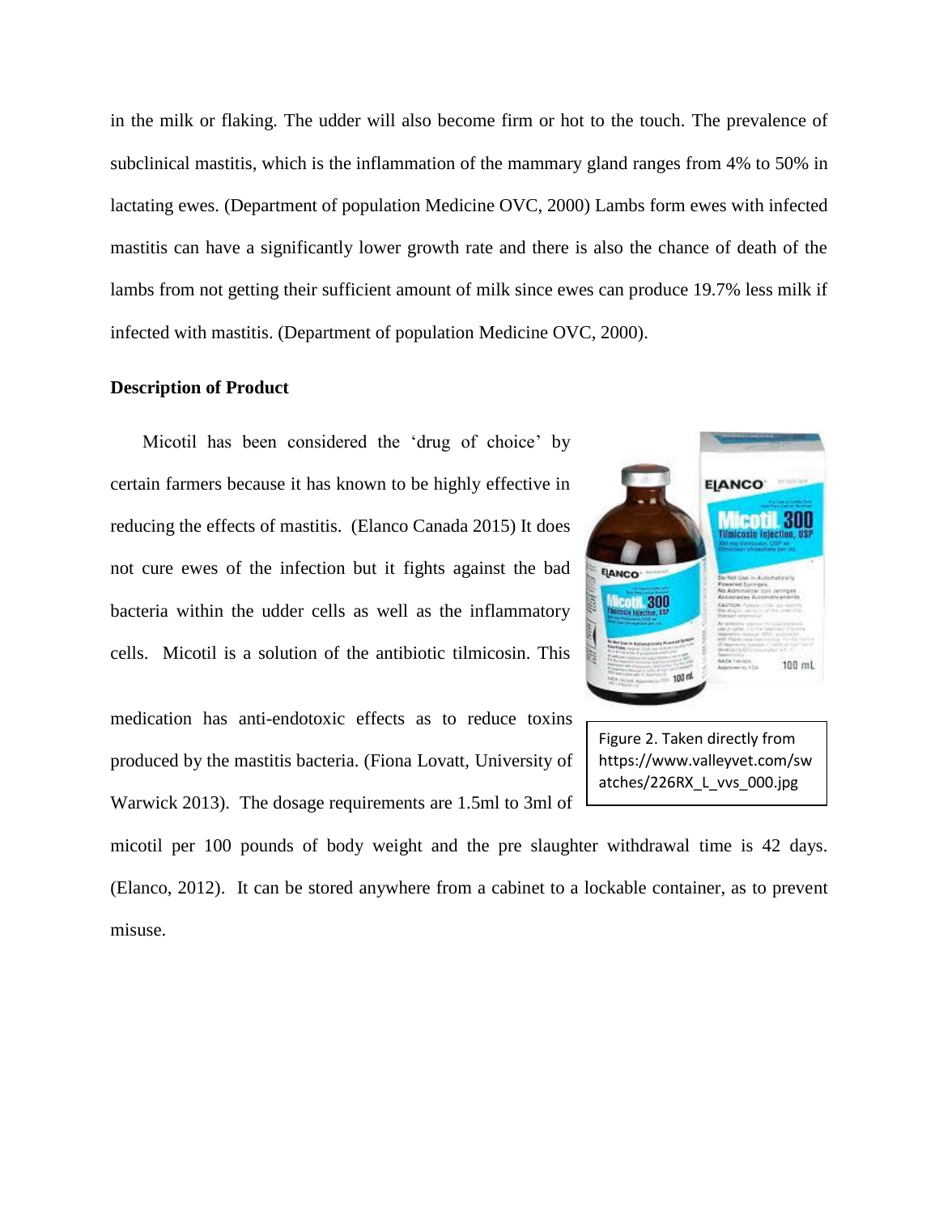in the milk or flaking. The udder will also become firm or hot to the touch. The prevalence of subclinical mastitis, which is the inflammation of the mammary gland ranges from 4% to 50% in lactating ewes. (Department of population Medicine OVC, 2000) Lambs form ewes with infected mastitis can have a significantly lower growth rate and there is also the chance of death of the lambs from not getting their sufficient amount of milk since ewes can produce 19.7% less milk if infected with mastitis. (Department of population Medicine OVC, 2000).

**Description of Product**

Micotil has been considered the 'drug of choice' by certain farmers because it has known to be highly effective in reducing the effects of mastitis. (Elanco Canada 2015) It does not cure ewes of the infection but it fights against the bad bacteria within the udder cells as well as the inflammatory cells. Micotil is a solution of the antibiotic tilmicosin. This medication has anti-endotoxic effects as to reduce toxins produced by the mastitis bacteria. (Fiona Lovatt, University of Warwick 2013). The dosage requirements are 1.5ml to 3ml of micotil per 100 pounds of body weight and the pre slaughter withdrawal time is 42 days. (Elanco, 2012). It can be stored anywhere from a cabinet to a lockable container, as to prevent misuse.

Figure 2. Taken directly from https://www.valleyvet.com/swatches/226RX_L_vvs_000.jpg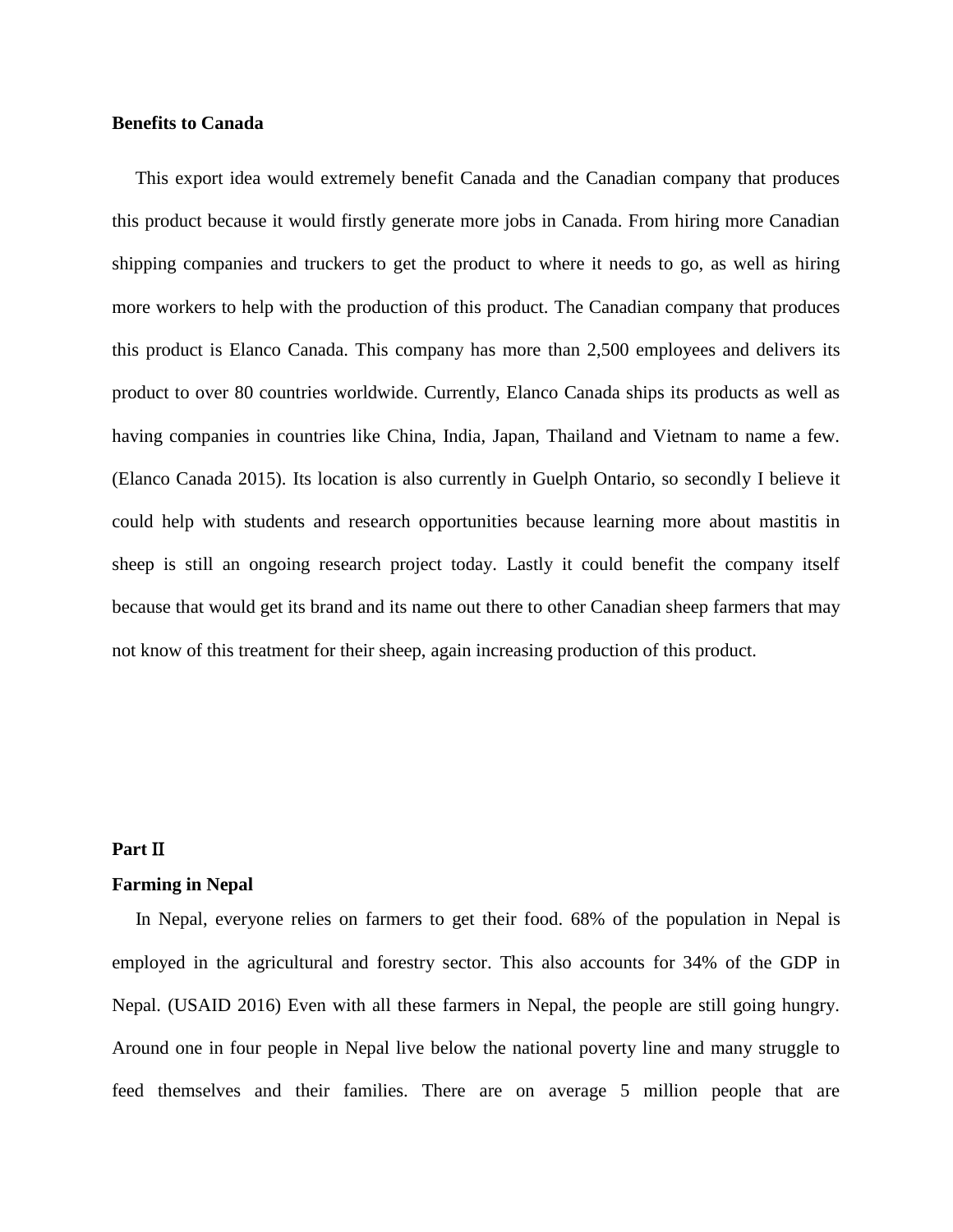**Benefits to Canada**

This export idea would extremely benefit Canada and the Canadian company that produces this product because it would firstly generate more jobs in Canada. From hiring more Canadian shipping companies and truckers to get the product to where it needs to go, as well as hiring more workers to help with the production of this product. The Canadian company that produces this product is Elanco Canada. This company has more than 2,500 employees and delivers its product to over 80 countries worldwide. Currently, Elanco Canada ships its products as well as having companies in countries like China, India, Japan, Thailand and Vietnam to name a few. (Elanco Canada 2015). Its location is also currently in Guelph Ontario, so secondly I believe it could help with students and research opportunities because learning more about mastitis in sheep is still an ongoing research project today. Lastly it could benefit the company itself because that would get its brand and its name out there to other Canadian sheep farmers that may not know of this treatment for their sheep, again increasing production of this product.

**Part II**

**Farming in Nepal**

In Nepal, everyone relies on farmers to get their food. 68% of the population in Nepal is employed in the agricultural and forestry sector. This also accounts for 34% of the GDP in Nepal. (USAID 2016) Even with all these farmers in Nepal, the people are still going hungry. Around one in four people in Nepal live below the national poverty line and many struggle to feed themselves and their families. There are on average 5 million people that are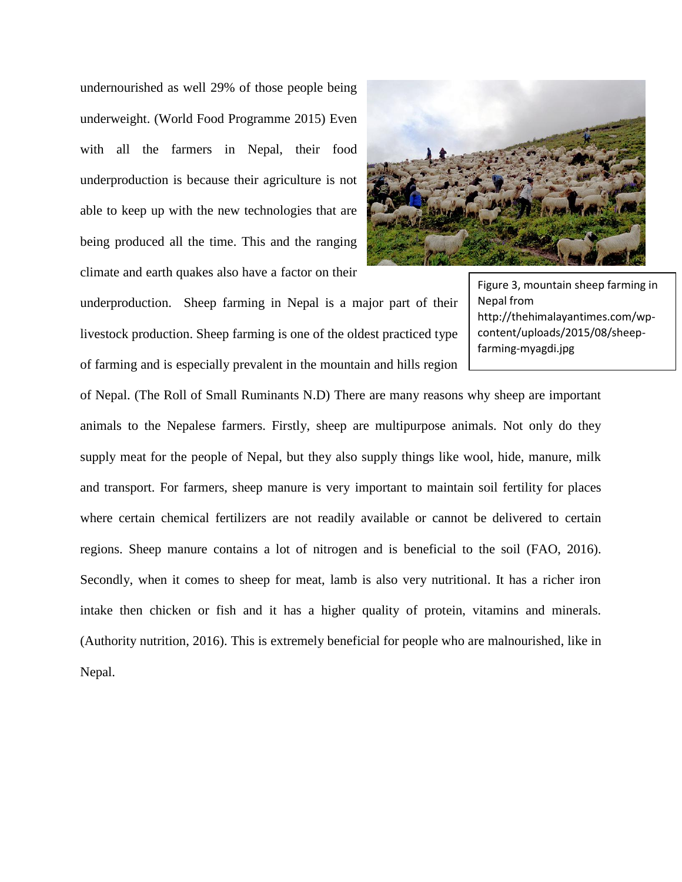undernourished as well 29% of those people being underweight. (World Food Programme 2015) Even with all the farmers in Nepal, their food underproduction is because their agriculture is not able to keep up with the new technologies that are being produced all the time. This and the ranging climate and earth quakes also have a factor on their underproduction. Sheep farming in Nepal is a major part of their livestock production. Sheep farming is one of the oldest practiced type of farming and is especially prevalent in the mountain and hills region of Nepal. (The Roll of Small Ruminants N.D) There are many reasons why sheep are important animals to the Nepalese farmers. Firstly, sheep are multipurpose animals. Not only do they supply meat for the people of Nepal, but they also supply things like wool, hide, manure, milk and transport. For farmers, sheep manure is very important to maintain soil fertility for places where certain chemical fertilizers are not readily available or cannot be delivered to certain regions. Sheep manure contains a lot of nitrogen and is beneficial to the soil (FAO, 2016). Secondly, when it comes to sheep for meat, lamb is also very nutritional. It has a richer iron intake then chicken or fish and it has a higher quality of protein, vitamins and minerals. (Authority nutrition, 2016). This is extremely beneficial for people who are malnourished, like in Nepal.

Figure 3, mountain sheep farming in Nepal from http://thehimalayantimes.com/wp-content/uploads/2015/08/sheep-farming-myagdi.jpg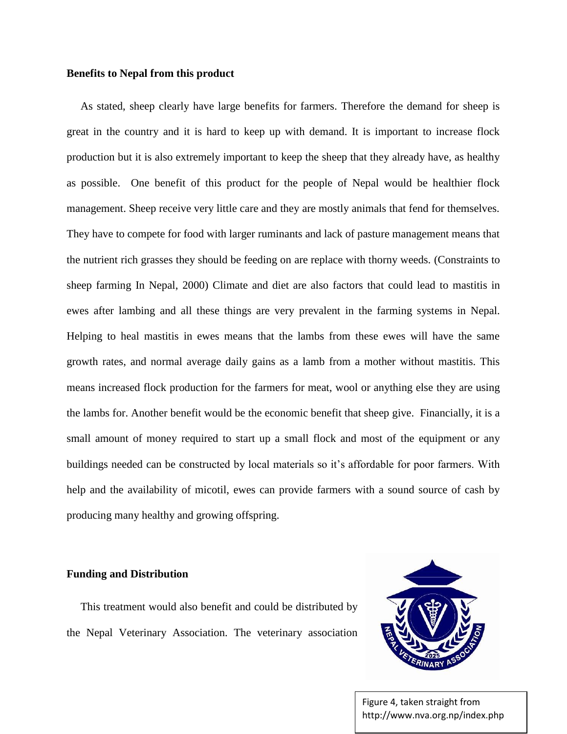**Benefits to Nepal from this product**

As stated, sheep clearly have large benefits for farmers. Therefore the demand for sheep is great in the country and it is hard to keep up with demand. It is important to increase flock production but it is also extremely important to keep the sheep that they already have, as healthy as possible. One benefit of this product for the people of Nepal would be healthier flock management. Sheep receive very little care and they are mostly animals that fend for themselves. They have to compete for food with larger ruminants and lack of pasture management means that the nutrient rich grasses they should be feeding on are replace with thorny weeds. (Constraints to sheep farming In Nepal, 2000) Climate and diet are also factors that could lead to mastitis in ewes after lambing and all these things are very prevalent in the farming systems in Nepal. Helping to heal mastitis in ewes means that the lambs from these ewes will have the same growth rates, and normal average daily gains as a lamb from a mother without mastitis. This means increased flock production for the farmers for meat, wool or anything else they are using the lambs for. Another benefit would be the economic benefit that sheep give. Financially, it is a small amount of money required to start up a small flock and most of the equipment or any buildings needed can be constructed by local materials so it's affordable for poor farmers. With help and the availability of micotil, ewes can provide farmers with a sound source of cash by producing many healthy and growing offspring.

**Funding and Distribution**

This treatment would also benefit and could be distributed by the Nepal Veterinary Association. The veterinary association

Figure 4, taken straight from http://www.nva.org.np/index.php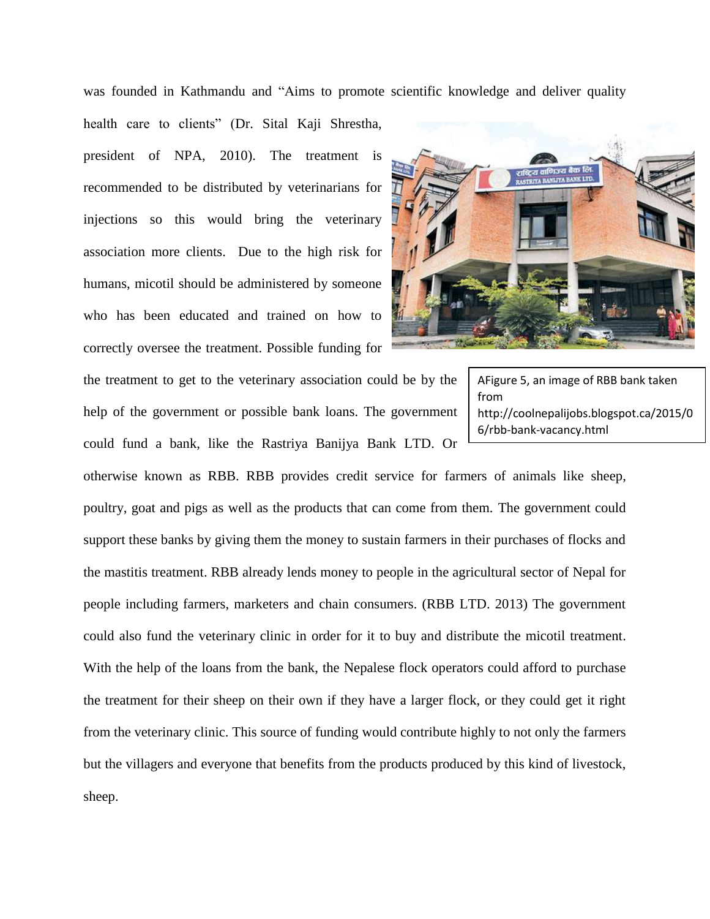was founded in Kathmandu and "Aims to promote scientific knowledge and deliver quality health care to clients" (Dr. Sital Kaji Shrestha, president of NPA, 2010). The treatment is recommended to be distributed by veterinarians for injections so this would bring the veterinary association more clients. Due to the high risk for humans, micotil should be administered by someone who has been educated and trained on how to correctly oversee the treatment. Possible funding for the treatment to get to the veterinary association could be by the help of the government or possible bank loans. The government could fund a bank, like the Rastriya Banijya Bank LTD. Or otherwise known as RBB. RBB provides credit service for farmers of animals like sheep, poultry, goat and pigs as well as the products that can come from them. The government could support these banks by giving them the money to sustain farmers in their purchases of flocks and the mastitis treatment. RBB already lends money to people in the agricultural sector of Nepal for people including farmers, marketers and chain consumers. (RBB LTD. 2013) The government could also fund the veterinary clinic in order for it to buy and distribute the micotil treatment. With the help of the loans from the bank, the Nepalese flock operators could afford to purchase the treatment for their sheep on their own if they have a larger flock, or they could get it right from the veterinary clinic. This source of funding would contribute highly to not only the farmers but the villagers and everyone that benefits from the products produced by this kind of livestock, sheep.

AFigure 5, an image of RBB bank taken from http://coolnepalijobs.blogspot.ca/2015/06/rbb-bank-vacancy.html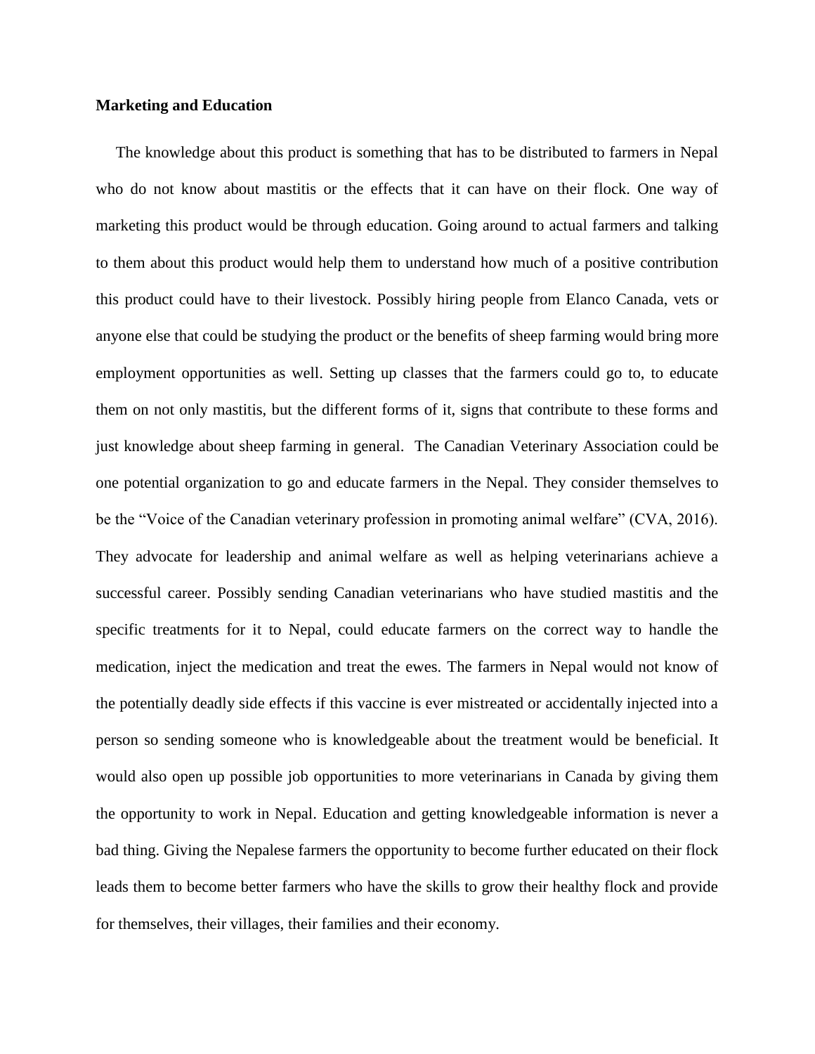**Marketing and Education**

The knowledge about this product is something that has to be distributed to farmers in Nepal who do not know about mastitis or the effects that it can have on their flock. One way of marketing this product would be through education. Going around to actual farmers and talking to them about this product would help them to understand how much of a positive contribution this product could have to their livestock. Possibly hiring people from Elanco Canada, vets or anyone else that could be studying the product or the benefits of sheep farming would bring more employment opportunities as well. Setting up classes that the farmers could go to, to educate them on not only mastitis, but the different forms of it, signs that contribute to these forms and just knowledge about sheep farming in general. The Canadian Veterinary Association could be one potential organization to go and educate farmers in the Nepal. They consider themselves to be the "Voice of the Canadian veterinary profession in promoting animal welfare" (CVA, 2016). They advocate for leadership and animal welfare as well as helping veterinarians achieve a successful career. Possibly sending Canadian veterinarians who have studied mastitis and the specific treatments for it to Nepal, could educate farmers on the correct way to handle the medication, inject the medication and treat the ewes. The farmers in Nepal would not know of the potentially deadly side effects if this vaccine is ever mistreated or accidentally injected into a person so sending someone who is knowledgeable about the treatment would be beneficial. It would also open up possible job opportunities to more veterinarians in Canada by giving them the opportunity to work in Nepal. Education and getting knowledgeable information is never a bad thing. Giving the Nepalese farmers the opportunity to become further educated on their flock leads them to become better farmers who have the skills to grow their healthy flock and provide for themselves, their villages, their families and their economy.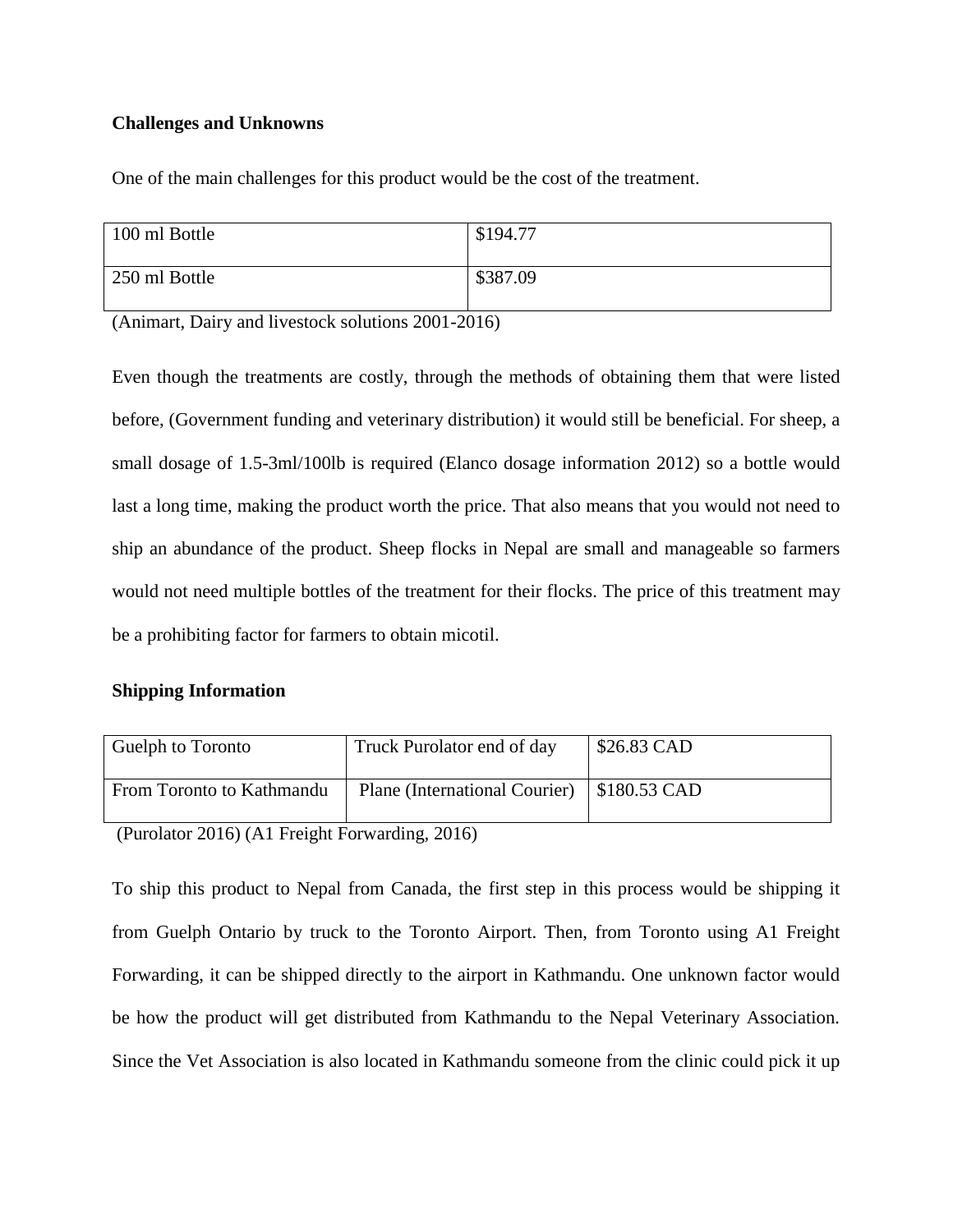**Challenges and Unknowns**

One of the main challenges for this product would be the cost of the treatment.

| 100 ml Bottle | $194.77 |
|---|---|
| 250 ml Bottle | $387.09 |

(Animart, Dairy and livestock solutions 2001-2016)

Even though the treatments are costly, through the methods of obtaining them that were listed before, (Government funding and veterinary distribution) it would still be beneficial. For sheep, a small dosage of 1.5-3ml/100lb is required (Elanco dosage information 2012) so a bottle would last a long time, making the product worth the price. That also means that you would not need to ship an abundance of the product. Sheep flocks in Nepal are small and manageable so farmers would not need multiple bottles of the treatment for their flocks. The price of this treatment may be a prohibiting factor for farmers to obtain micotil.

**Shipping Information**

| Guelph to Toronto | Truck Purolator end of day | $26.83 CAD |
|---|---|---|
| From Toronto to Kathmandu | Plane (International Courier) | $180.53 CAD |

(Purolator 2016) (A1 Freight Forwarding, 2016)

To ship this product to Nepal from Canada, the first step in this process would be shipping it from Guelph Ontario by truck to the Toronto Airport. Then, from Toronto using A1 Freight Forwarding, it can be shipped directly to the airport in Kathmandu. One unknown factor would be how the product will get distributed from Kathmandu to the Nepal Veterinary Association. Since the Vet Association is also located in Kathmandu someone from the clinic could pick it up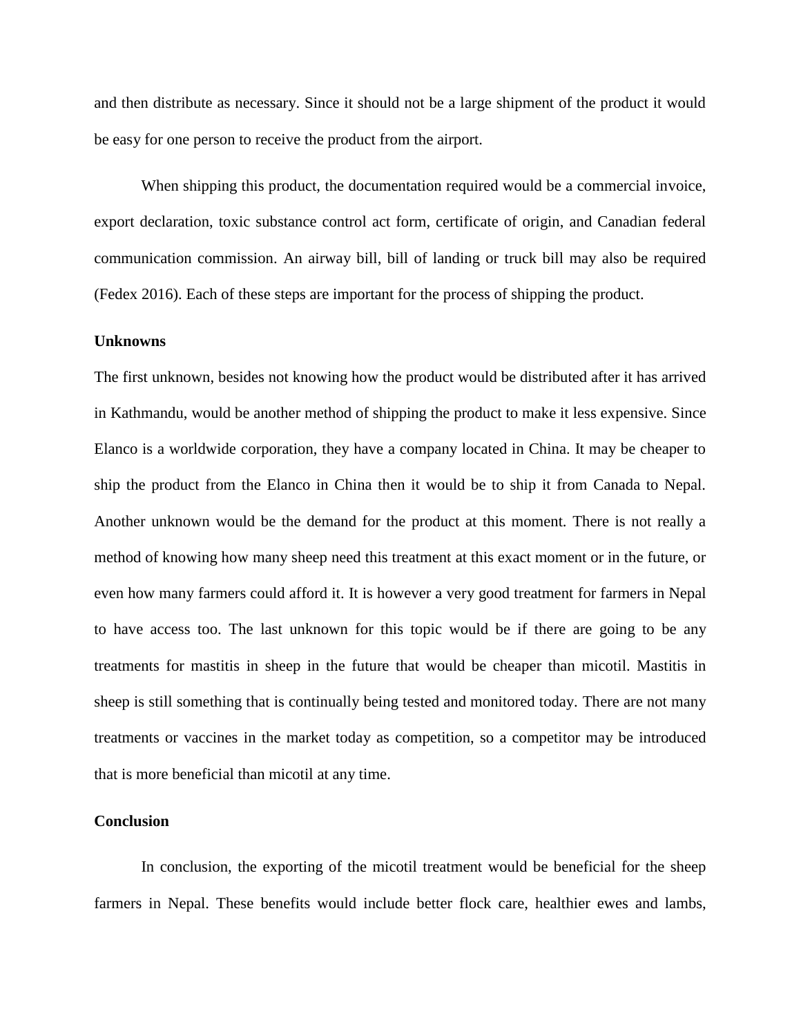and then distribute as necessary. Since it should not be a large shipment of the product it would be easy for one person to receive the product from the airport.

When shipping this product, the documentation required would be a commercial invoice, export declaration, toxic substance control act form, certificate of origin, and Canadian federal communication commission. An airway bill, bill of landing or truck bill may also be required (Fedex 2016). Each of these steps are important for the process of shipping the product.

**Unknowns**

The first unknown, besides not knowing how the product would be distributed after it has arrived in Kathmandu, would be another method of shipping the product to make it less expensive. Since Elanco is a worldwide corporation, they have a company located in China. It may be cheaper to ship the product from the Elanco in China then it would be to ship it from Canada to Nepal. Another unknown would be the demand for the product at this moment. There is not really a method of knowing how many sheep need this treatment at this exact moment or in the future, or even how many farmers could afford it. It is however a very good treatment for farmers in Nepal to have access too. The last unknown for this topic would be if there are going to be any treatments for mastitis in sheep in the future that would be cheaper than micotil. Mastitis in sheep is still something that is continually being tested and monitored today. There are not many treatments or vaccines in the market today as competition, so a competitor may be introduced that is more beneficial than micotil at any time.

**Conclusion**

In conclusion, the exporting of the micotil treatment would be beneficial for the sheep farmers in Nepal. These benefits would include better flock care, healthier ewes and lambs,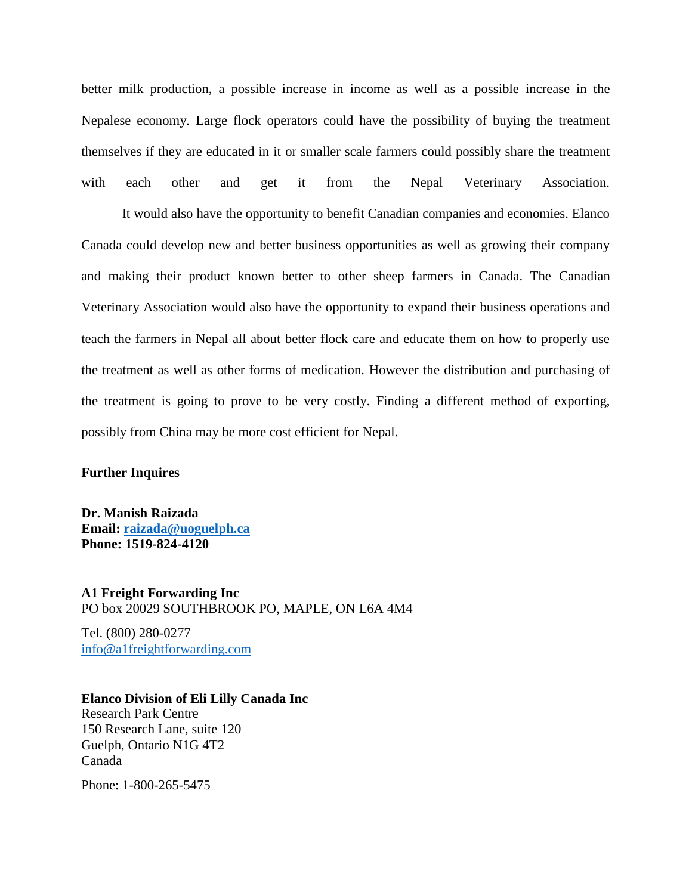better milk production, a possible increase in income as well as a possible increase in the Nepalese economy. Large flock operators could have the possibility of buying the treatment themselves if they are educated in it or smaller scale farmers could possibly share the treatment with each other and get it from the Nepal Veterinary Association.

It would also have the opportunity to benefit Canadian companies and economies. Elanco Canada could develop new and better business opportunities as well as growing their company and making their product known better to other sheep farmers in Canada. The Canadian Veterinary Association would also have the opportunity to expand their business operations and teach the farmers in Nepal all about better flock care and educate them on how to properly use the treatment as well as other forms of medication. However the distribution and purchasing of the treatment is going to prove to be very costly. Finding a different method of exporting, possibly from China may be more cost efficient for Nepal.

**Further Inquires**

**Dr. Manish Raizada**
**Email: raizada@uoguelph.ca**
**Phone: 1519-824-4120**

**A1 Freight Forwarding Inc**
PO box 20029 SOUTHBROOK PO, MAPLE, ON L6A 4M4

Tel. (800) 280-0277
info@a1freightforwarding.com

**Elanco Division of Eli Lilly Canada Inc**
Research Park Centre
150 Research Lane, suite 120
Guelph, Ontario N1G 4T2
Canada

Phone: 1-800-265-5475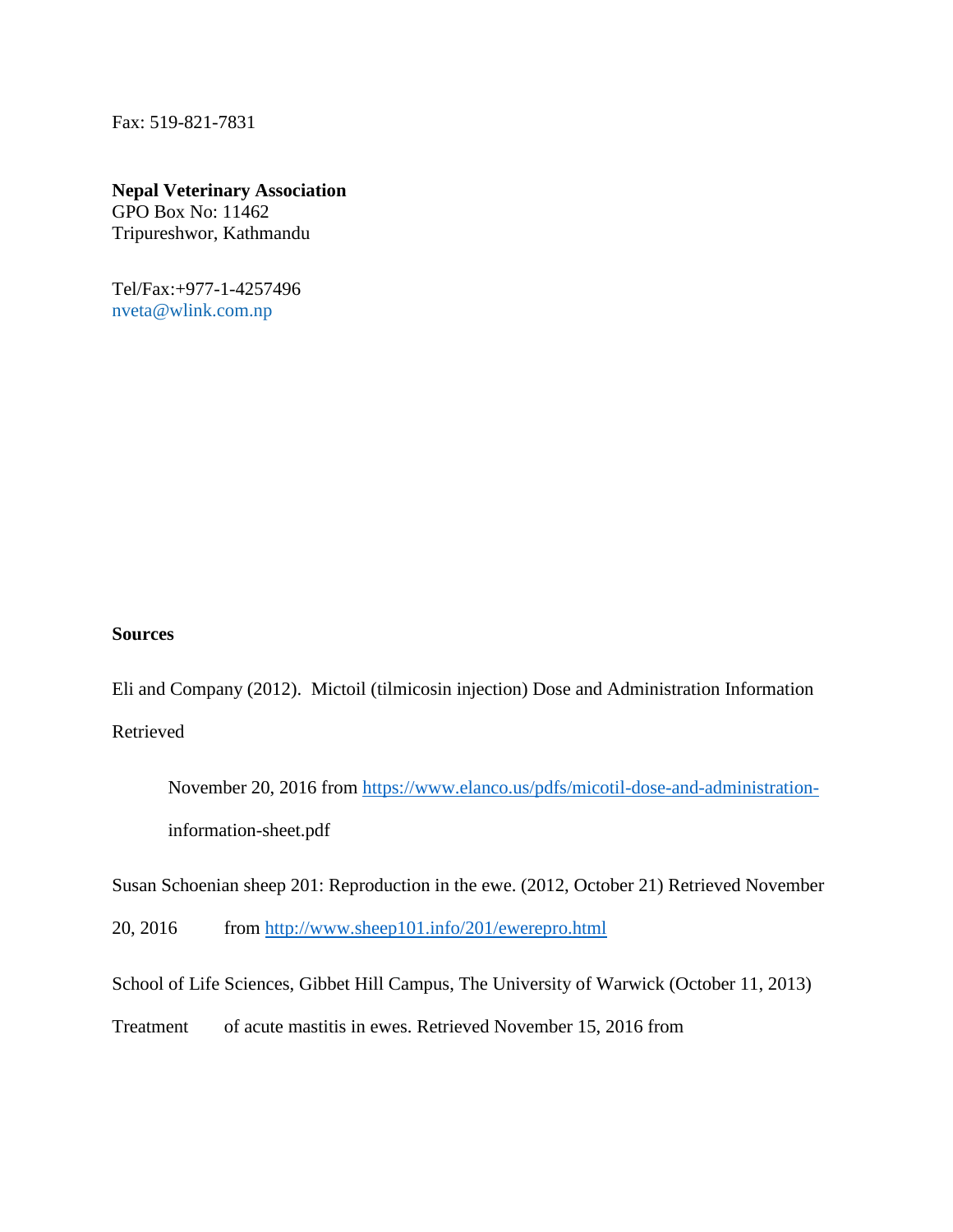Fax: 519-821-7831

**Nepal Veterinary Association**
GPO Box No: 11462
Tripureshwor, Kathmandu

Tel/Fax:+977-1-4257496
nveta@wlink.com.np

**Sources**

Eli and Company (2012). Mictoil (tilmicosin injection) Dose and Administration Information Retrieved

November 20, 2016 from https://www.elanco.us/pdfs/micotil-dose-and-administration-information-sheet.pdf

Susan Schoenian sheep 201: Reproduction in the ewe. (2012, October 21) Retrieved November 20, 2016 from http://www.sheep101.info/201/ewerepro.html

School of Life Sciences, Gibbet Hill Campus, The University of Warwick (October 11, 2013) Treatment of acute mastitis in ewes. Retrieved November 15, 2016 from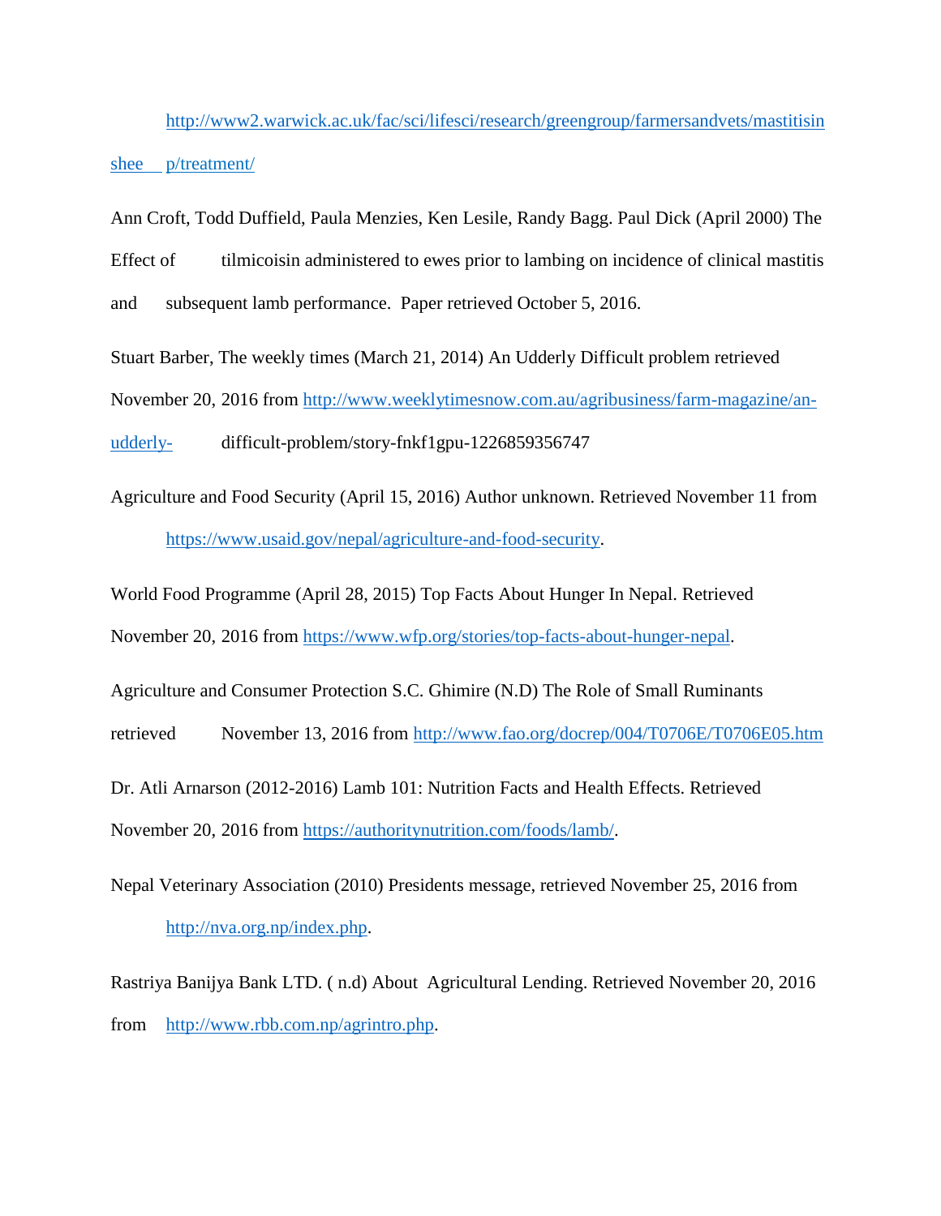http://www2.warwick.ac.uk/fac/sci/lifesci/research/greengroup/farmersandvets/mastitisinsheep/treatment/

Ann Croft, Todd Duffield, Paula Menzies, Ken Lesile, Randy Bagg. Paul Dick (April 2000) The Effect of tilmicoisin administered to ewes prior to lambing on incidence of clinical mastitis and subsequent lamb performance. Paper retrieved October 5, 2016.

Stuart Barber, The weekly times (March 21, 2014) An Udderly Difficult problem retrieved November 20, 2016 from http://www.weeklytimesnow.com.au/agribusiness/farm-magazine/an-udderly-difficult-problem/story-fnkf1gpu-1226859356747

Agriculture and Food Security (April 15, 2016) Author unknown. Retrieved November 11 from https://www.usaid.gov/nepal/agriculture-and-food-security.

World Food Programme (April 28, 2015) Top Facts About Hunger In Nepal. Retrieved November 20, 2016 from https://www.wfp.org/stories/top-facts-about-hunger-nepal.

Agriculture and Consumer Protection S.C. Ghimire (N.D) The Role of Small Ruminants retrieved November 13, 2016 from http://www.fao.org/docrep/004/T0706E/T0706E05.htm

Dr. Atli Arnarson (2012-2016) Lamb 101: Nutrition Facts and Health Effects. Retrieved November 20, 2016 from https://authoritynutrition.com/foods/lamb/.

Nepal Veterinary Association (2010) Presidents message, retrieved November 25, 2016 from http://nva.org.np/index.php.

Rastriya Banijya Bank LTD. ( n.d) About Agricultural Lending. Retrieved November 20, 2016 from http://www.rbb.com.np/agrintro.php.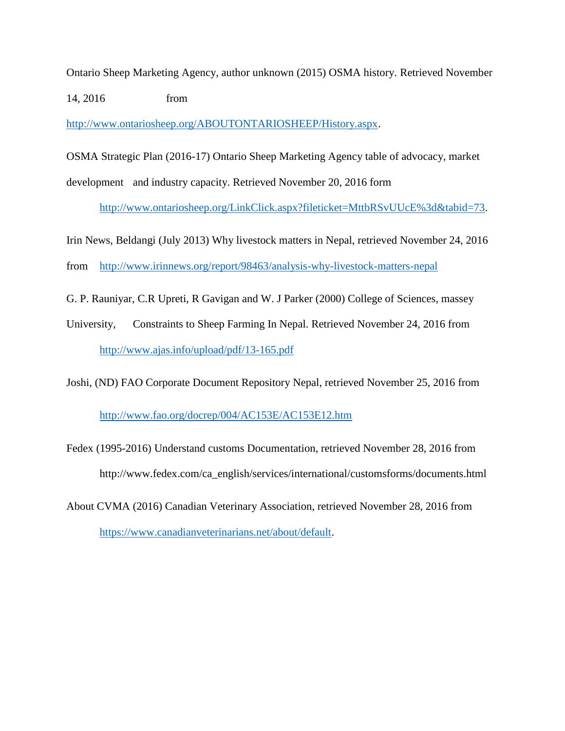Ontario Sheep Marketing Agency, author unknown (2015) OSMA history. Retrieved November 14, 2016 from http://www.ontariosheep.org/ABOUTONTARIOSHEEP/History.aspx.

OSMA Strategic Plan (2016-17) Ontario Sheep Marketing Agency table of advocacy, market development and industry capacity. Retrieved November 20, 2016 form http://www.ontariosheep.org/LinkClick.aspx?fileticket=MttbRSvUUcE%3d&tabid=73.

Irin News, Beldangi (July 2013) Why livestock matters in Nepal, retrieved November 24, 2016 from http://www.irinnews.org/report/98463/analysis-why-livestock-matters-nepal

G. P. Rauniyar, C.R Upreti, R Gavigan and W. J Parker (2000) College of Sciences, massey University, Constraints to Sheep Farming In Nepal. Retrieved November 24, 2016 from http://www.ajas.info/upload/pdf/13-165.pdf

Joshi, (ND) FAO Corporate Document Repository Nepal, retrieved November 25, 2016 from http://www.fao.org/docrep/004/AC153E/AC153E12.htm

Fedex (1995-2016) Understand customs Documentation, retrieved November 28, 2016 from http://www.fedex.com/ca_english/services/international/customsforms/documents.html

About CVMA (2016) Canadian Veterinary Association, retrieved November 28, 2016 from https://www.canadianveterinarians.net/about/default.